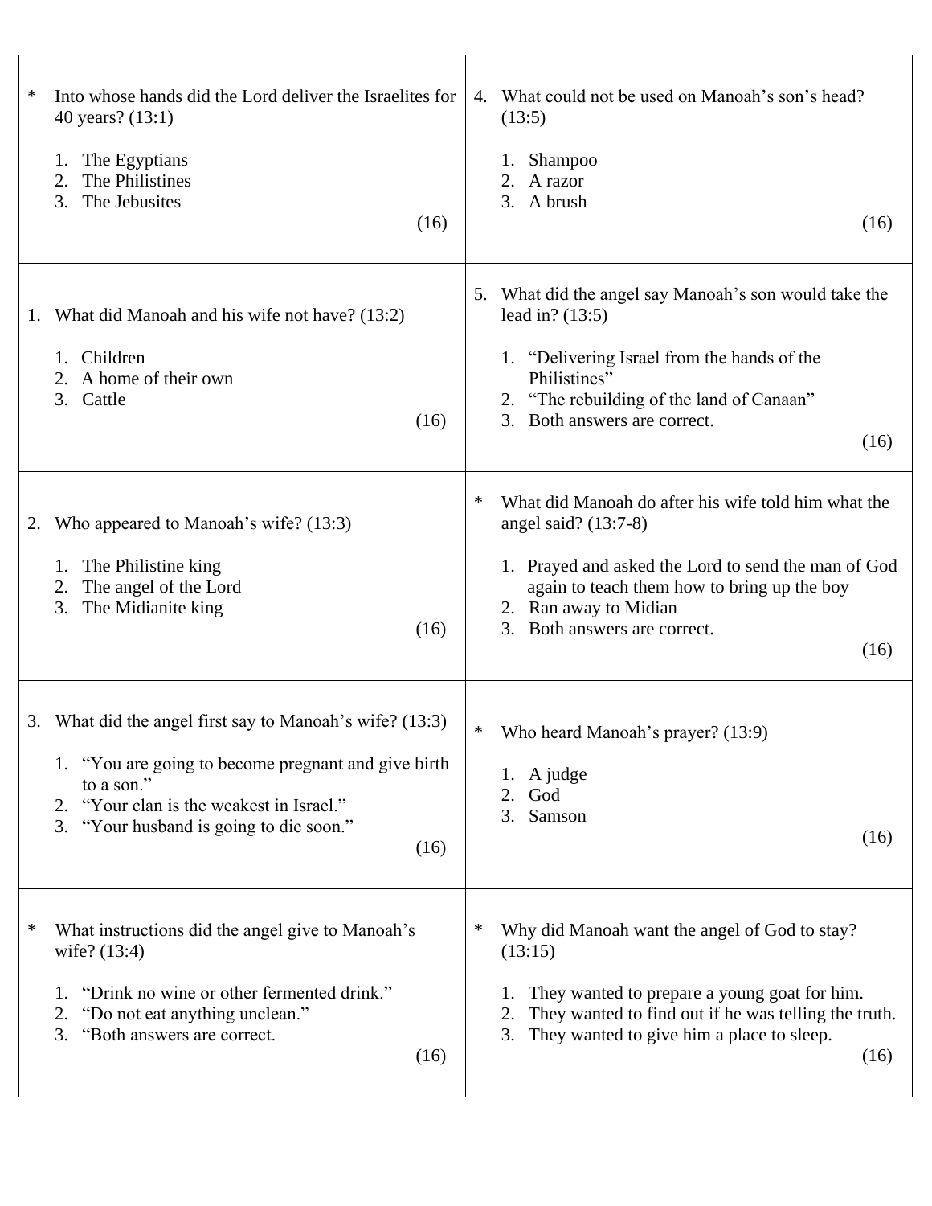\* Into whose hands did the Lord deliver the Israelites for 40 years? (13:1)

1. The Egyptians
2. The Philistines
3. The Jebusites

(16)

---

1. What did Manoah and his wife not have? (13:2)

    1. Children
    2. A home of their own
    3. Cattle

(16)

---

2. Who appeared to Manoah's wife? (13:3)

    1. The Philistine king
    2. The angel of the Lord
    3. The Midianite king

(16)

---

3. What did the angel first say to Manoah's wife? (13:3)

    1. "You are going to become pregnant and give birth to a son."
    2. "Your clan is the weakest in Israel."
    3. "Your husband is going to die soon."

(16)

---

\* What instructions did the angel give to Manoah's wife? (13:4)

1. "Drink no wine or other fermented drink."
2. "Do not eat anything unclean."
3. "Both answers are correct.

(16)

---

4. What could not be used on Manoah's son's head? (13:5)

    1. Shampoo
    2. A razor
    3. A brush

(16)

---

5. What did the angel say Manoah's son would take the lead in? (13:5)

    1. "Delivering Israel from the hands of the Philistines"
    2. "The rebuilding of the land of Canaan"
    3. Both answers are correct.

(16)

---

\* What did Manoah do after his wife told him what the angel said? (13:7-8)

1. Prayed and asked the Lord to send the man of God again to teach them how to bring up the boy
2. Ran away to Midian
3. Both answers are correct.

(16)

---

\* Who heard Manoah's prayer? (13:9)

1. A judge
2. God
3. Samson

(16)

---

\* Why did Manoah want the angel of God to stay? (13:15)

1. They wanted to prepare a young goat for him.
2. They wanted to find out if he was telling the truth.
3. They wanted to give him a place to sleep.

(16)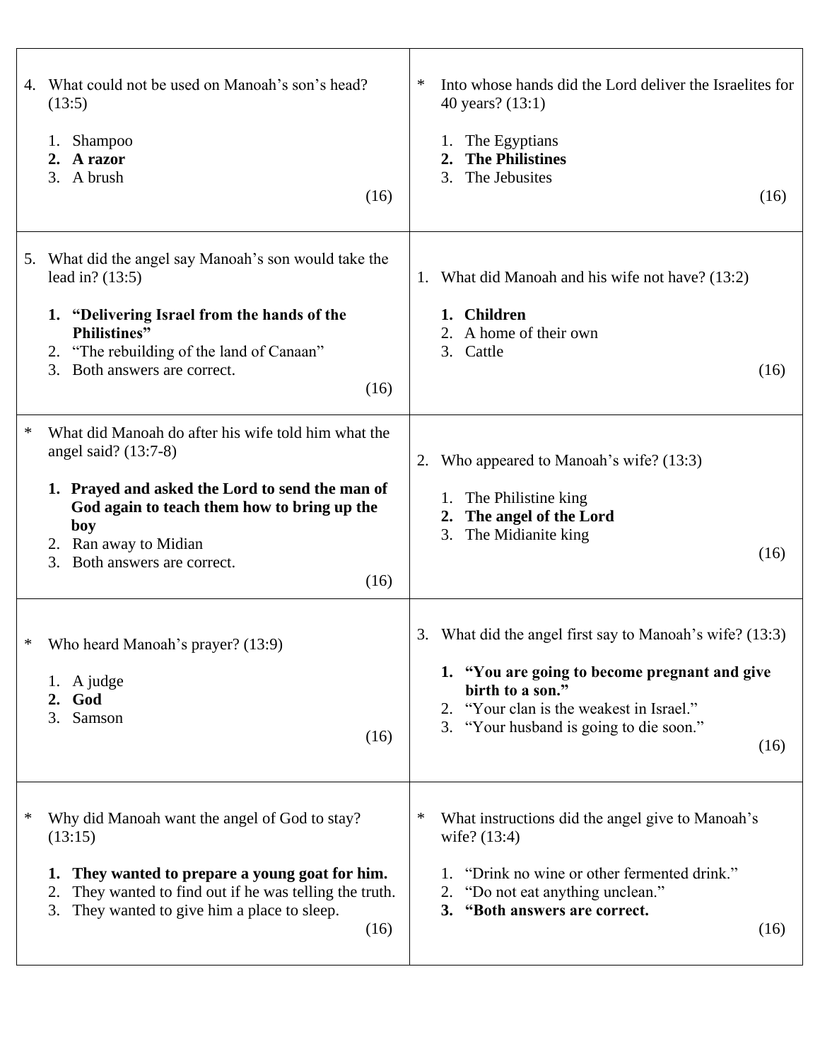| | |
|---|---|
| 4. What could not be used on Manoah's son's head? (13:5)<br><br>1. Shampoo<br>**2. A razor**<br>3. A brush<br><br>(16) | * Into whose hands did the Lord deliver the Israelites for 40 years? (13:1)<br><br>1. The Egyptians<br>**2. The Philistines**<br>3. The Jebusites<br><br>(16) |
| 5. What did the angel say Manoah's son would take the lead in? (13:5)<br><br>**1. "Delivering Israel from the hands of the Philistines"**<br>2. "The rebuilding of the land of Canaan"<br>3. Both answers are correct.<br><br>(16) | 1. What did Manoah and his wife not have? (13:2)<br><br>**1. Children**<br>2. A home of their own<br>3. Cattle<br><br>(16) |
| * What did Manoah do after his wife told him what the angel said? (13:7-8)<br><br>**1. Prayed and asked the Lord to send the man of God again to teach them how to bring up the boy**<br>2. Ran away to Midian<br>3. Both answers are correct.<br><br>(16) | 2. Who appeared to Manoah's wife? (13:3)<br><br>1. The Philistine king<br>**2. The angel of the Lord**<br>3. The Midianite king<br><br>(16) |
| * Who heard Manoah's prayer? (13:9)<br><br>1. A judge<br>**2. God**<br>3. Samson<br><br>(16) | 3. What did the angel first say to Manoah's wife? (13:3)<br><br>**1. "You are going to become pregnant and give birth to a son."**<br>2. "Your clan is the weakest in Israel."<br>3. "Your husband is going to die soon."<br><br>(16) |
| * Why did Manoah want the angel of God to stay? (13:15)<br><br>**1. They wanted to prepare a young goat for him.**<br>2. They wanted to find out if he was telling the truth.<br>3. They wanted to give him a place to sleep.<br><br>(16) | * What instructions did the angel give to Manoah's wife? (13:4)<br><br>1. "Drink no wine or other fermented drink."<br>2. "Do not eat anything unclean."<br>**3. "Both answers are correct.**<br><br>(16) |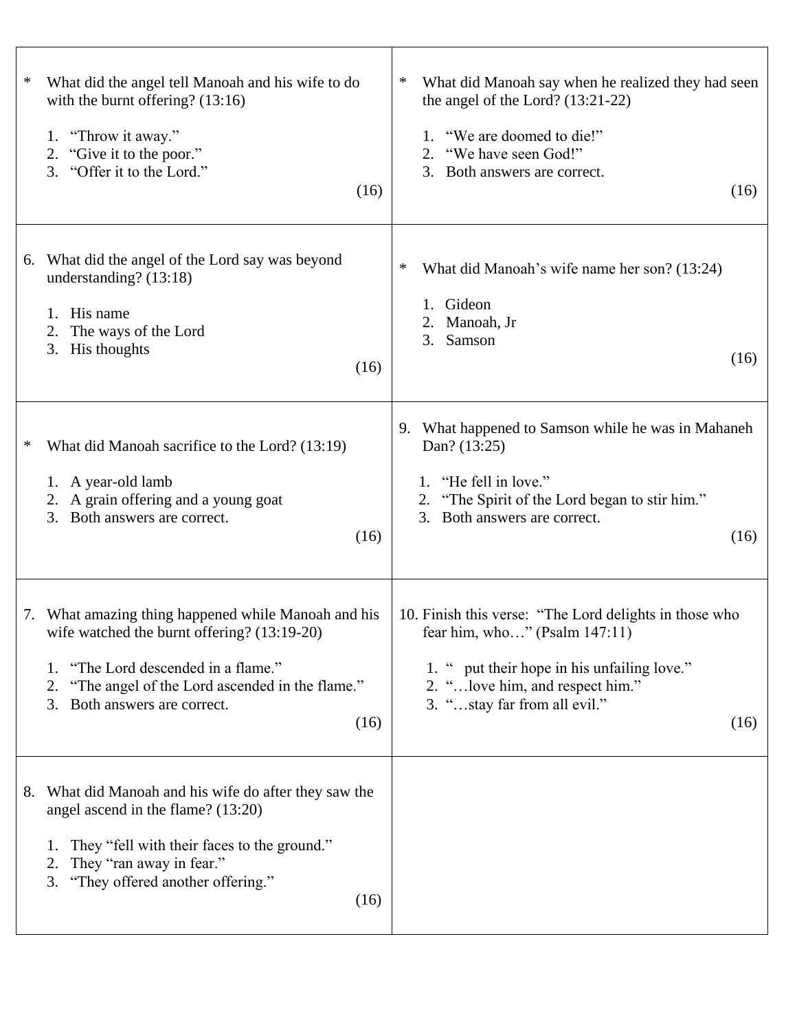\* What did the angel tell Manoah and his wife to do with the burnt offering? (13:16)

1. "Throw it away."
2. "Give it to the poor."
3. "Offer it to the Lord."

(16)

6. What did the angel of the Lord say was beyond understanding? (13:18)

1. His name
2. The ways of the Lord
3. His thoughts

(16)

\* What did Manoah sacrifice to the Lord? (13:19)

1. A year-old lamb
2. A grain offering and a young goat
3. Both answers are correct.

(16)

7. What amazing thing happened while Manoah and his wife watched the burnt offering? (13:19-20)

1. "The Lord descended in a flame."
2. "The angel of the Lord ascended in the flame."
3. Both answers are correct.

(16)

8. What did Manoah and his wife do after they saw the angel ascend in the flame? (13:20)

1. They "fell with their faces to the ground."
2. They "ran away in fear."
3. "They offered another offering."

(16)

\* What did Manoah say when he realized they had seen the angel of the Lord? (13:21-22)

1. "We are doomed to die!"
2. "We have seen God!"
3. Both answers are correct.

(16)

\* What did Manoah's wife name her son? (13:24)

1. Gideon
2. Manoah, Jr
3. Samson

(16)

9. What happened to Samson while he was in Mahaneh Dan? (13:25)

1. "He fell in love."
2. "The Spirit of the Lord began to stir him."
3. Both answers are correct.

(16)

10. Finish this verse: "The Lord delights in those who fear him, who…" (Psalm 147:11)

1. " put their hope in his unfailing love."
2. "…love him, and respect him."
3. "…stay far from all evil."

(16)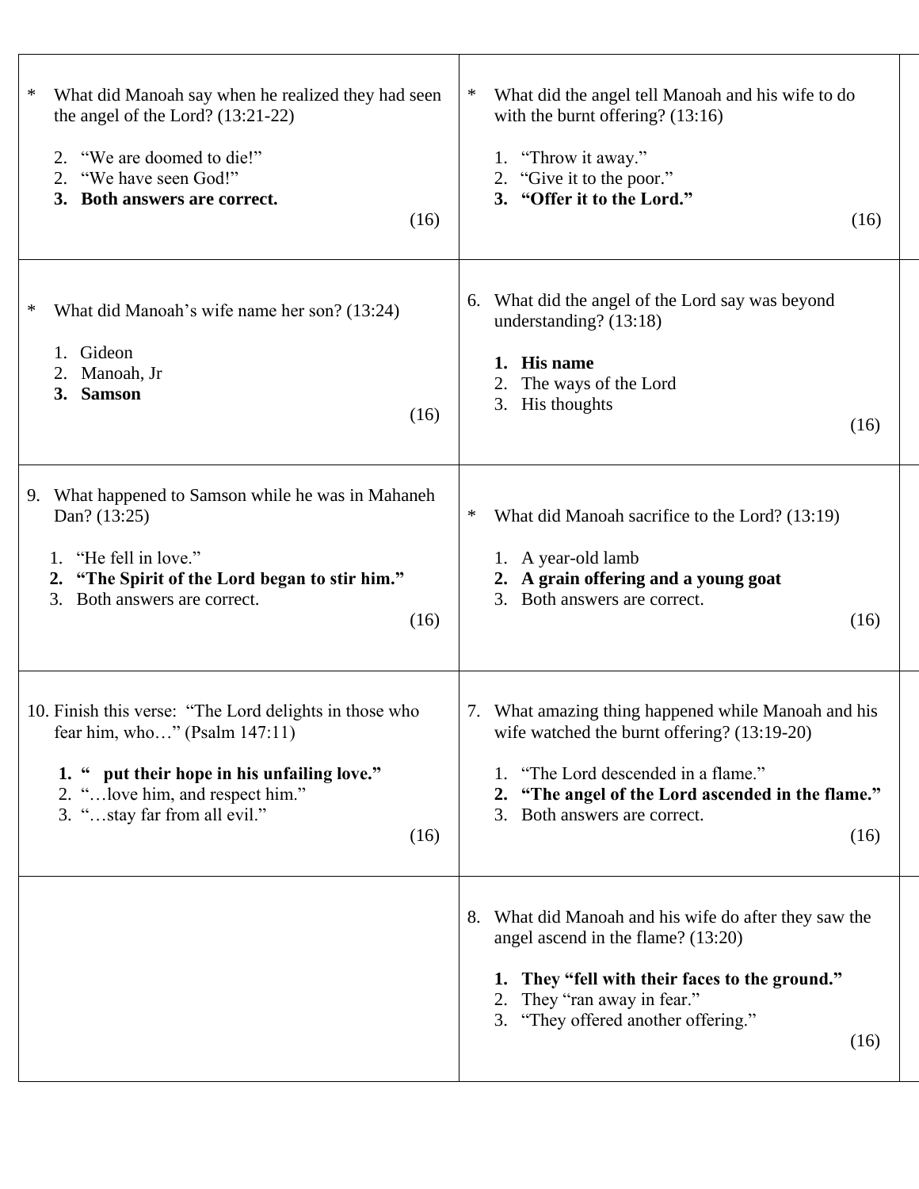\* What did Manoah say when he realized they had seen the angel of the Lord? (13:21-22)

2. "We are doomed to die!"
2. "We have seen God!"
3. **Both answers are correct.**

(16)

\* What did Manoah's wife name her son? (13:24)

1. Gideon
2. Manoah, Jr
3. **Samson**

(16)

9. What happened to Samson while he was in Mahaneh Dan? (13:25)

   1. "He fell in love."
   2. **"The Spirit of the Lord began to stir him."**
   3. Both answers are correct.

   (16)

10. Finish this verse: "The Lord delights in those who fear him, who…" (Psalm 147:11)

    1. **" put their hope in his unfailing love."**
    2. "…love him, and respect him."
    3. "…stay far from all evil."

    (16)

\* What did the angel tell Manoah and his wife to do with the burnt offering? (13:16)

1. "Throw it away."
2. "Give it to the poor."
3. **"Offer it to the Lord."**

(16)

6. What did the angel of the Lord say was beyond understanding? (13:18)

   1. **His name**
   2. The ways of the Lord
   3. His thoughts

   (16)

\* What did Manoah sacrifice to the Lord? (13:19)

1. A year-old lamb
2. **A grain offering and a young goat**
3. Both answers are correct.

(16)

7. What amazing thing happened while Manoah and his wife watched the burnt offering? (13:19-20)

   1. "The Lord descended in a flame."
   2. **"The angel of the Lord ascended in the flame."**
   3. Both answers are correct.

   (16)

8. What did Manoah and his wife do after they saw the angel ascend in the flame? (13:20)

   1. **They "fell with their faces to the ground."**
   2. They "ran away in fear."
   3. "They offered another offering."

   (16)